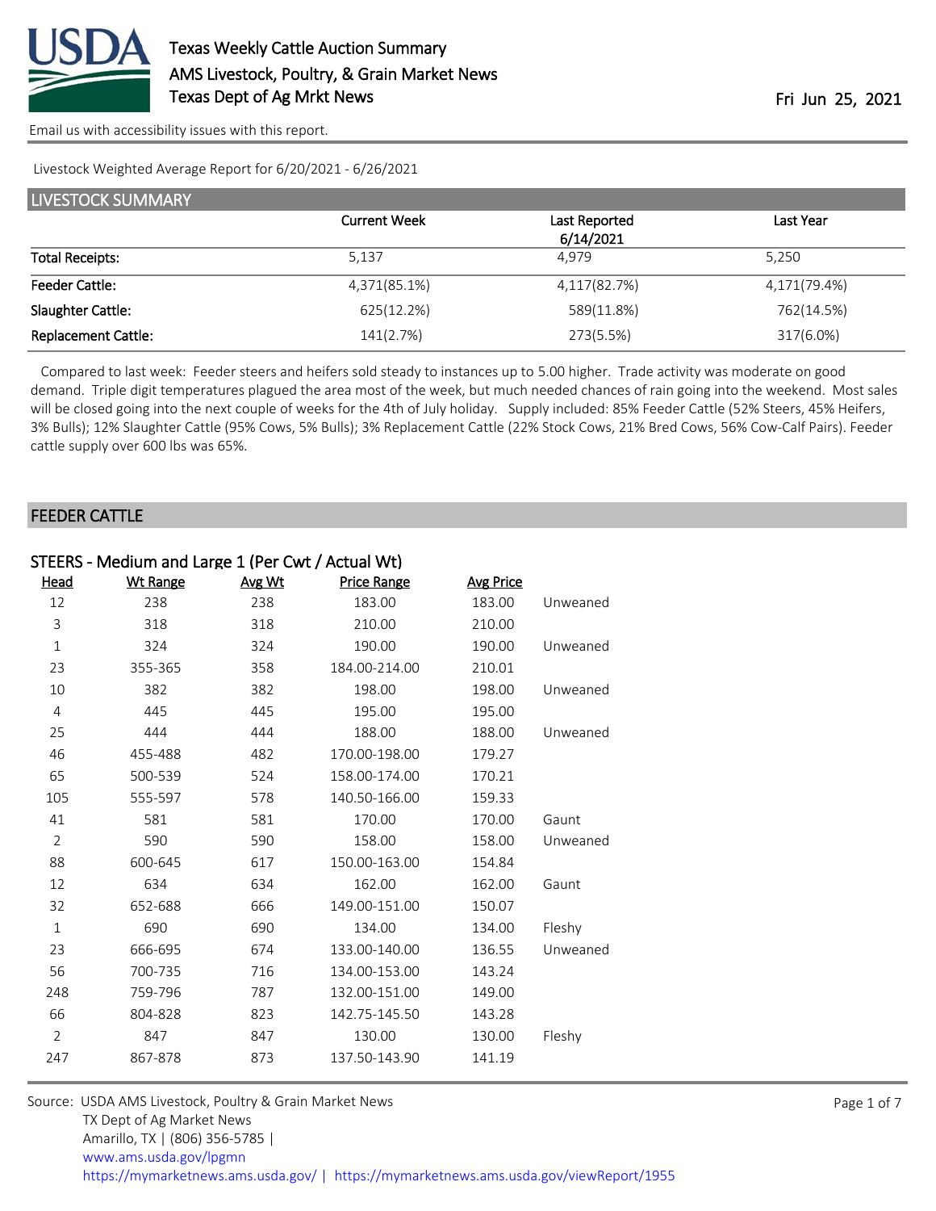# Texas Weekly Cattle Auction Summary
AMS Livestock, Poultry, & Grain Market News
Texas Dept of Ag Mrkt News

Fri Jun 25, 2021

Email us with accessibility issues with this report.

Livestock Weighted Average Report for 6/20/2021 - 6/26/2021

## LIVESTOCK SUMMARY

| | Current Week | Last Reported 6/14/2021 | Last Year |
|---|---|---|---|
| Total Receipts: | 5,137 | 4,979 | 5,250 |
| Feeder Cattle: | 4,371(85.1%) | 4,117(82.7%) | 4,171(79.4%) |
| Slaughter Cattle: | 625(12.2%) | 589(11.8%) | 762(14.5%) |
| Replacement Cattle: | 141(2.7%) | 273(5.5%) | 317(6.0%) |

Compared to last week: Feeder steers and heifers sold steady to instances up to 5.00 higher. Trade activity was moderate on good demand. Triple digit temperatures plagued the area most of the week, but much needed chances of rain going into the weekend. Most sales will be closed going into the next couple of weeks for the 4th of July holiday. Supply included: 85% Feeder Cattle (52% Steers, 45% Heifers, 3% Bulls); 12% Slaughter Cattle (95% Cows, 5% Bulls); 3% Replacement Cattle (22% Stock Cows, 21% Bred Cows, 56% Cow-Calf Pairs). Feeder cattle supply over 600 lbs was 65%.

## FEEDER CATTLE

### STEERS - Medium and Large 1 (Per Cwt / Actual Wt)

| Head | Wt Range | Avg Wt | Price Range | Avg Price | |
|---|---|---|---|---|---|
| 12 | 238 | 238 | 183.00 | 183.00 | Unweaned |
| 3 | 318 | 318 | 210.00 | 210.00 | |
| 1 | 324 | 324 | 190.00 | 190.00 | Unweaned |
| 23 | 355-365 | 358 | 184.00-214.00 | 210.01 | |
| 10 | 382 | 382 | 198.00 | 198.00 | Unweaned |
| 4 | 445 | 445 | 195.00 | 195.00 | |
| 25 | 444 | 444 | 188.00 | 188.00 | Unweaned |
| 46 | 455-488 | 482 | 170.00-198.00 | 179.27 | |
| 65 | 500-539 | 524 | 158.00-174.00 | 170.21 | |
| 105 | 555-597 | 578 | 140.50-166.00 | 159.33 | |
| 41 | 581 | 581 | 170.00 | 170.00 | Gaunt |
| 2 | 590 | 590 | 158.00 | 158.00 | Unweaned |
| 88 | 600-645 | 617 | 150.00-163.00 | 154.84 | |
| 12 | 634 | 634 | 162.00 | 162.00 | Gaunt |
| 32 | 652-688 | 666 | 149.00-151.00 | 150.07 | |
| 1 | 690 | 690 | 134.00 | 134.00 | Fleshy |
| 23 | 666-695 | 674 | 133.00-140.00 | 136.55 | Unweaned |
| 56 | 700-735 | 716 | 134.00-153.00 | 143.24 | |
| 248 | 759-796 | 787 | 132.00-151.00 | 149.00 | |
| 66 | 804-828 | 823 | 142.75-145.50 | 143.28 | |
| 2 | 847 | 847 | 130.00 | 130.00 | Fleshy |
| 247 | 867-878 | 873 | 137.50-143.90 | 141.19 | |

Source: USDA AMS Livestock, Poultry & Grain Market News
TX Dept of Ag Market News
Amarillo, TX | (806) 356-5785 |
www.ams.usda.gov/lpgmn
https://mymarketnews.ams.usda.gov/ | https://mymarketnews.ams.usda.gov/viewReport/1955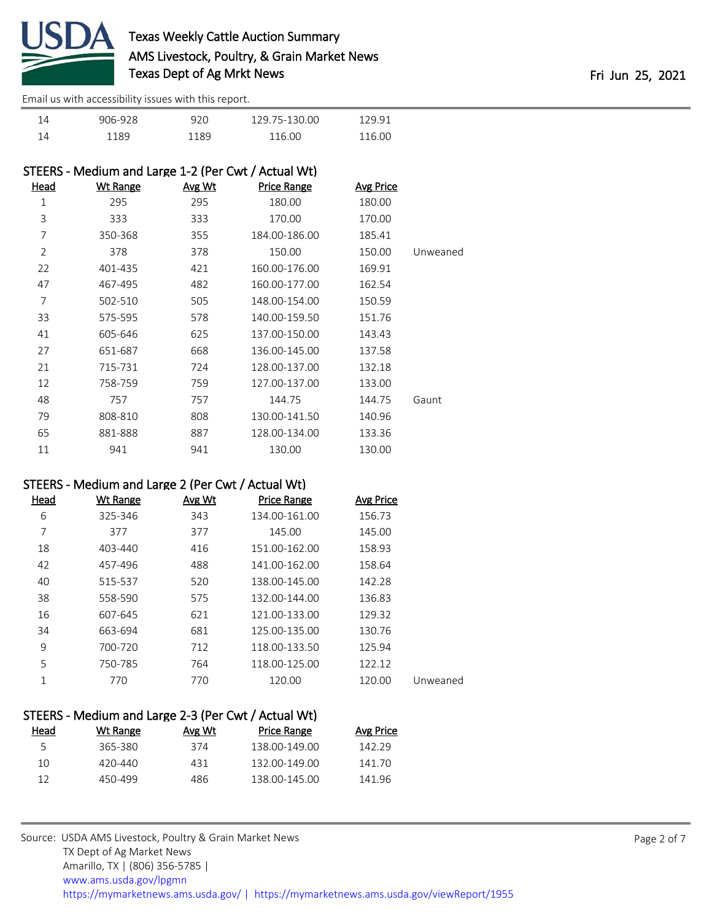| Head | Wt Range | Avg Wt | Price Range | Avg Price | |
|---|---|---|---|---|---|
| 14 | 906-928 | 920 | 129.75-130.00 | 129.91 | |
| 14 | 1189 | 1189 | 116.00 | 116.00 | |

## STEERS - Medium and Large 1-2 (Per Cwt / Actual Wt)

| Head | Wt Range | Avg Wt | Price Range | Avg Price | |
|---|---|---|---|---|---|
| 1 | 295 | 295 | 180.00 | 180.00 | |
| 3 | 333 | 333 | 170.00 | 170.00 | |
| 7 | 350-368 | 355 | 184.00-186.00 | 185.41 | |
| 2 | 378 | 378 | 150.00 | 150.00 | Unweaned |
| 22 | 401-435 | 421 | 160.00-176.00 | 169.91 | |
| 47 | 467-495 | 482 | 160.00-177.00 | 162.54 | |
| 7 | 502-510 | 505 | 148.00-154.00 | 150.59 | |
| 33 | 575-595 | 578 | 140.00-159.50 | 151.76 | |
| 41 | 605-646 | 625 | 137.00-150.00 | 143.43 | |
| 27 | 651-687 | 668 | 136.00-145.00 | 137.58 | |
| 21 | 715-731 | 724 | 128.00-137.00 | 132.18 | |
| 12 | 758-759 | 759 | 127.00-137.00 | 133.00 | |
| 48 | 757 | 757 | 144.75 | 144.75 | Gaunt |
| 79 | 808-810 | 808 | 130.00-141.50 | 140.96 | |
| 65 | 881-888 | 887 | 128.00-134.00 | 133.36 | |
| 11 | 941 | 941 | 130.00 | 130.00 | |

## STEERS - Medium and Large 2 (Per Cwt / Actual Wt)

| Head | Wt Range | Avg Wt | Price Range | Avg Price | |
|---|---|---|---|---|---|
| 6 | 325-346 | 343 | 134.00-161.00 | 156.73 | |
| 7 | 377 | 377 | 145.00 | 145.00 | |
| 18 | 403-440 | 416 | 151.00-162.00 | 158.93 | |
| 42 | 457-496 | 488 | 141.00-162.00 | 158.64 | |
| 40 | 515-537 | 520 | 138.00-145.00 | 142.28 | |
| 38 | 558-590 | 575 | 132.00-144.00 | 136.83 | |
| 16 | 607-645 | 621 | 121.00-133.00 | 129.32 | |
| 34 | 663-694 | 681 | 125.00-135.00 | 130.76 | |
| 9 | 700-720 | 712 | 118.00-133.50 | 125.94 | |
| 5 | 750-785 | 764 | 118.00-125.00 | 122.12 | |
| 1 | 770 | 770 | 120.00 | 120.00 | Unweaned |

## STEERS - Medium and Large 2-3 (Per Cwt / Actual Wt)

| Head | Wt Range | Avg Wt | Price Range | Avg Price |
|---|---|---|---|---|
| 5 | 365-380 | 374 | 138.00-149.00 | 142.29 |
| 10 | 420-440 | 431 | 132.00-149.00 | 141.70 |
| 12 | 450-499 | 486 | 138.00-145.00 | 141.96 |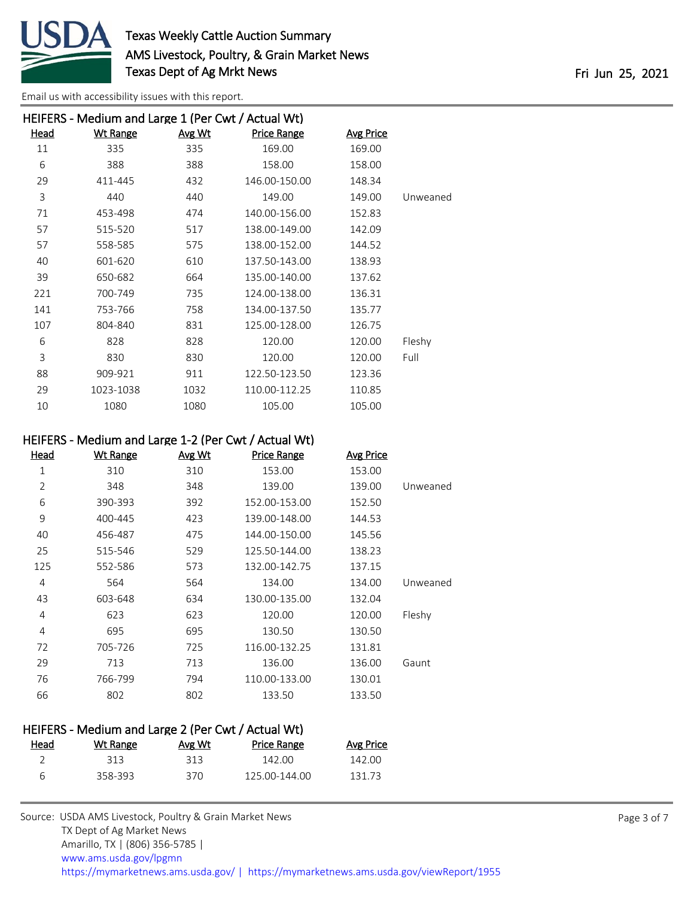### HEIFERS - Medium and Large 1 (Per Cwt / Actual Wt)

| Head | Wt Range | Avg Wt | Price Range | Avg Price | |
|---|---|---|---|---|---|
| 11 | 335 | 335 | 169.00 | 169.00 | |
| 6 | 388 | 388 | 158.00 | 158.00 | |
| 29 | 411-445 | 432 | 146.00-150.00 | 148.34 | |
| 3 | 440 | 440 | 149.00 | 149.00 | Unweaned |
| 71 | 453-498 | 474 | 140.00-156.00 | 152.83 | |
| 57 | 515-520 | 517 | 138.00-149.00 | 142.09 | |
| 57 | 558-585 | 575 | 138.00-152.00 | 144.52 | |
| 40 | 601-620 | 610 | 137.50-143.00 | 138.93 | |
| 39 | 650-682 | 664 | 135.00-140.00 | 137.62 | |
| 221 | 700-749 | 735 | 124.00-138.00 | 136.31 | |
| 141 | 753-766 | 758 | 134.00-137.50 | 135.77 | |
| 107 | 804-840 | 831 | 125.00-128.00 | 126.75 | |
| 6 | 828 | 828 | 120.00 | 120.00 | Fleshy |
| 3 | 830 | 830 | 120.00 | 120.00 | Full |
| 88 | 909-921 | 911 | 122.50-123.50 | 123.36 | |
| 29 | 1023-1038 | 1032 | 110.00-112.25 | 110.85 | |
| 10 | 1080 | 1080 | 105.00 | 105.00 | |

### HEIFERS - Medium and Large 1-2 (Per Cwt / Actual Wt)

| Head | Wt Range | Avg Wt | Price Range | Avg Price | |
|---|---|---|---|---|---|
| 1 | 310 | 310 | 153.00 | 153.00 | |
| 2 | 348 | 348 | 139.00 | 139.00 | Unweaned |
| 6 | 390-393 | 392 | 152.00-153.00 | 152.50 | |
| 9 | 400-445 | 423 | 139.00-148.00 | 144.53 | |
| 40 | 456-487 | 475 | 144.00-150.00 | 145.56 | |
| 25 | 515-546 | 529 | 125.50-144.00 | 138.23 | |
| 125 | 552-586 | 573 | 132.00-142.75 | 137.15 | |
| 4 | 564 | 564 | 134.00 | 134.00 | Unweaned |
| 43 | 603-648 | 634 | 130.00-135.00 | 132.04 | |
| 4 | 623 | 623 | 120.00 | 120.00 | Fleshy |
| 4 | 695 | 695 | 130.50 | 130.50 | |
| 72 | 705-726 | 725 | 116.00-132.25 | 131.81 | |
| 29 | 713 | 713 | 136.00 | 136.00 | Gaunt |
| 76 | 766-799 | 794 | 110.00-133.00 | 130.01 | |
| 66 | 802 | 802 | 133.50 | 133.50 | |

### HEIFERS - Medium and Large 2 (Per Cwt / Actual Wt)

| Head | Wt Range | Avg Wt | Price Range | Avg Price |
|---|---|---|---|---|
| 2 | 313 | 313 | 142.00 | 142.00 |
| 6 | 358-393 | 370 | 125.00-144.00 | 131.73 |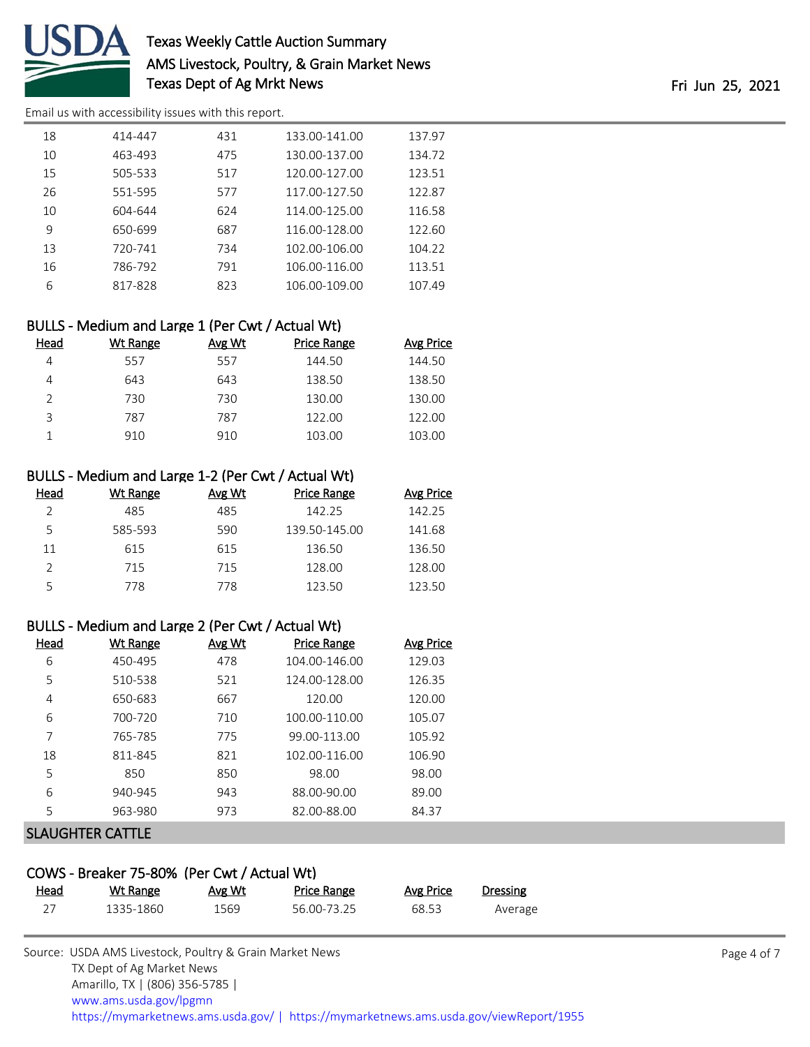| Head | Wt Range | Avg Wt | Price Range | Avg Price |
|---|---|---|---|---|
| 18 | 414-447 | 431 | 133.00-141.00 | 137.97 |
| 10 | 463-493 | 475 | 130.00-137.00 | 134.72 |
| 15 | 505-533 | 517 | 120.00-127.00 | 123.51 |
| 26 | 551-595 | 577 | 117.00-127.50 | 122.87 |
| 10 | 604-644 | 624 | 114.00-125.00 | 116.58 |
| 9 | 650-699 | 687 | 116.00-128.00 | 122.60 |
| 13 | 720-741 | 734 | 102.00-106.00 | 104.22 |
| 16 | 786-792 | 791 | 106.00-116.00 | 113.51 |
| 6 | 817-828 | 823 | 106.00-109.00 | 107.49 |

### BULLS - Medium and Large 1 (Per Cwt / Actual Wt)

| Head | Wt Range | Avg Wt | Price Range | Avg Price |
|---|---|---|---|---|
| 4 | 557 | 557 | 144.50 | 144.50 |
| 4 | 643 | 643 | 138.50 | 138.50 |
| 2 | 730 | 730 | 130.00 | 130.00 |
| 3 | 787 | 787 | 122.00 | 122.00 |
| 1 | 910 | 910 | 103.00 | 103.00 |

### BULLS - Medium and Large 1-2 (Per Cwt / Actual Wt)

| Head | Wt Range | Avg Wt | Price Range | Avg Price |
|---|---|---|---|---|
| 2 | 485 | 485 | 142.25 | 142.25 |
| 5 | 585-593 | 590 | 139.50-145.00 | 141.68 |
| 11 | 615 | 615 | 136.50 | 136.50 |
| 2 | 715 | 715 | 128.00 | 128.00 |
| 5 | 778 | 778 | 123.50 | 123.50 |

### BULLS - Medium and Large 2 (Per Cwt / Actual Wt)

| Head | Wt Range | Avg Wt | Price Range | Avg Price |
|---|---|---|---|---|
| 6 | 450-495 | 478 | 104.00-146.00 | 129.03 |
| 5 | 510-538 | 521 | 124.00-128.00 | 126.35 |
| 4 | 650-683 | 667 | 120.00 | 120.00 |
| 6 | 700-720 | 710 | 100.00-110.00 | 105.07 |
| 7 | 765-785 | 775 | 99.00-113.00 | 105.92 |
| 18 | 811-845 | 821 | 102.00-116.00 | 106.90 |
| 5 | 850 | 850 | 98.00 | 98.00 |
| 6 | 940-945 | 943 | 88.00-90.00 | 89.00 |
| 5 | 963-980 | 973 | 82.00-88.00 | 84.37 |

## SLAUGHTER CATTLE

### COWS - Breaker 75-80% (Per Cwt / Actual Wt)

| Head | Wt Range | Avg Wt | Price Range | Avg Price | Dressing |
|---|---|---|---|---|---|
| 27 | 1335-1860 | 1569 | 56.00-73.25 | 68.53 | Average |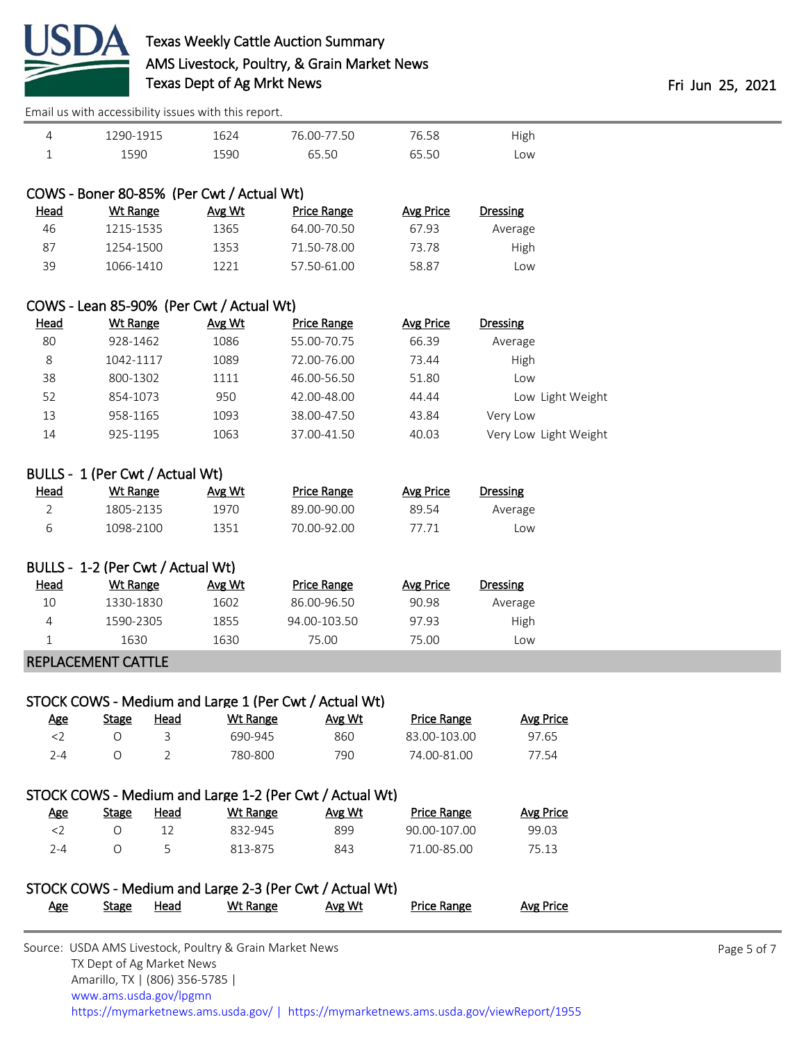Email us with accessibility issues with this report.

| Head | Wt Range | Avg Wt | Price Range | Avg Price | Dressing |
|---|---|---|---|---|---|
| 4 | 1290-1915 | 1624 | 76.00-77.50 | 76.58 | High |
| 1 | 1590 | 1590 | 65.50 | 65.50 | Low |

### COWS - Boner 80-85% (Per Cwt / Actual Wt)

| Head | Wt Range | Avg Wt | Price Range | Avg Price | Dressing |
|---|---|---|---|---|---|
| 46 | 1215-1535 | 1365 | 64.00-70.50 | 67.93 | Average |
| 87 | 1254-1500 | 1353 | 71.50-78.00 | 73.78 | High |
| 39 | 1066-1410 | 1221 | 57.50-61.00 | 58.87 | Low |

### COWS - Lean 85-90% (Per Cwt / Actual Wt)

| Head | Wt Range | Avg Wt | Price Range | Avg Price | Dressing |
|---|---|---|---|---|---|
| 80 | 928-1462 | 1086 | 55.00-70.75 | 66.39 | Average |
| 8 | 1042-1117 | 1089 | 72.00-76.00 | 73.44 | High |
| 38 | 800-1302 | 1111 | 46.00-56.50 | 51.80 | Low |
| 52 | 854-1073 | 950 | 42.00-48.00 | 44.44 | Low Light Weight |
| 13 | 958-1165 | 1093 | 38.00-47.50 | 43.84 | Very Low |
| 14 | 925-1195 | 1063 | 37.00-41.50 | 40.03 | Very Low Light Weight |

### BULLS - 1 (Per Cwt / Actual Wt)

| Head | Wt Range | Avg Wt | Price Range | Avg Price | Dressing |
|---|---|---|---|---|---|
| 2 | 1805-2135 | 1970 | 89.00-90.00 | 89.54 | Average |
| 6 | 1098-2100 | 1351 | 70.00-92.00 | 77.71 | Low |

### BULLS - 1-2 (Per Cwt / Actual Wt)

| Head | Wt Range | Avg Wt | Price Range | Avg Price | Dressing |
|---|---|---|---|---|---|
| 10 | 1330-1830 | 1602 | 86.00-96.50 | 90.98 | Average |
| 4 | 1590-2305 | 1855 | 94.00-103.50 | 97.93 | High |
| 1 | 1630 | 1630 | 75.00 | 75.00 | Low |

## REPLACEMENT CATTLE

### STOCK COWS - Medium and Large 1 (Per Cwt / Actual Wt)

| Age | Stage | Head | Wt Range | Avg Wt | Price Range | Avg Price |
|---|---|---|---|---|---|---|
| <2 | O | 3 | 690-945 | 860 | 83.00-103.00 | 97.65 |
| 2-4 | O | 2 | 780-800 | 790 | 74.00-81.00 | 77.54 |

### STOCK COWS - Medium and Large 1-2 (Per Cwt / Actual Wt)

| Age | Stage | Head | Wt Range | Avg Wt | Price Range | Avg Price |
|---|---|---|---|---|---|---|
| <2 | O | 12 | 832-945 | 899 | 90.00-107.00 | 99.03 |
| 2-4 | O | 5 | 813-875 | 843 | 71.00-85.00 | 75.13 |

### STOCK COWS - Medium and Large 2-3 (Per Cwt / Actual Wt)

| Age | Stage | Head | Wt Range | Avg Wt | Price Range | Avg Price |
|---|---|---|---|---|---|---|

Source: USDA AMS Livestock, Poultry & Grain Market News
TX Dept of Ag Market News
Amarillo, TX | (806) 356-5785 |
www.ams.usda.gov/lpgmn
https://mymarketnews.ams.usda.gov/ | https://mymarketnews.ams.usda.gov/viewReport/1955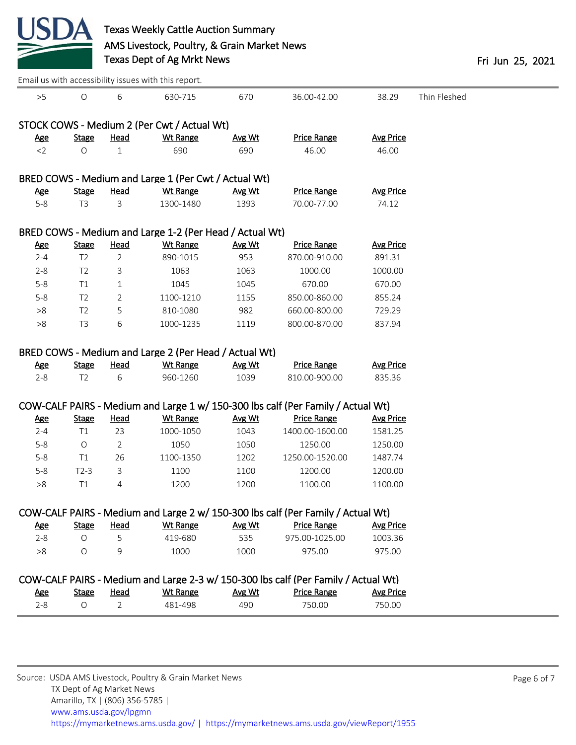Email us with accessibility issues with this report.

| >5 | O | 6 | 630-715 | 670 | 36.00-42.00 | 38.29 | Thin Fleshed |
|---|---|---|---|---|---|---|---|

### STOCK COWS - Medium 2 (Per Cwt / Actual Wt)

| Age | Stage | Head | Wt Range | Avg Wt | Price Range | Avg Price |
|---|---|---|---|---|---|---|
| <2 | O | 1 | 690 | 690 | 46.00 | 46.00 |

### BRED COWS - Medium and Large 1 (Per Cwt / Actual Wt)

| Age | Stage | Head | Wt Range | Avg Wt | Price Range | Avg Price |
|---|---|---|---|---|---|---|
| 5-8 | T3 | 3 | 1300-1480 | 1393 | 70.00-77.00 | 74.12 |

### BRED COWS - Medium and Large 1-2 (Per Head / Actual Wt)

| Age | Stage | Head | Wt Range | Avg Wt | Price Range | Avg Price |
|---|---|---|---|---|---|---|
| 2-4 | T2 | 2 | 890-1015 | 953 | 870.00-910.00 | 891.31 |
| 2-8 | T2 | 3 | 1063 | 1063 | 1000.00 | 1000.00 |
| 5-8 | T1 | 1 | 1045 | 1045 | 670.00 | 670.00 |
| 5-8 | T2 | 2 | 1100-1210 | 1155 | 850.00-860.00 | 855.24 |
| >8 | T2 | 5 | 810-1080 | 982 | 660.00-800.00 | 729.29 |
| >8 | T3 | 6 | 1000-1235 | 1119 | 800.00-870.00 | 837.94 |

### BRED COWS - Medium and Large 2 (Per Head / Actual Wt)

| Age | Stage | Head | Wt Range | Avg Wt | Price Range | Avg Price |
|---|---|---|---|---|---|---|
| 2-8 | T2 | 6 | 960-1260 | 1039 | 810.00-900.00 | 835.36 |

### COW-CALF PAIRS - Medium and Large 1 w/ 150-300 lbs calf (Per Family / Actual Wt)

| Age | Stage | Head | Wt Range | Avg Wt | Price Range | Avg Price |
|---|---|---|---|---|---|---|
| 2-4 | T1 | 23 | 1000-1050 | 1043 | 1400.00-1600.00 | 1581.25 |
| 5-8 | O | 2 | 1050 | 1050 | 1250.00 | 1250.00 |
| 5-8 | T1 | 26 | 1100-1350 | 1202 | 1250.00-1520.00 | 1487.74 |
| 5-8 | T2-3 | 3 | 1100 | 1100 | 1200.00 | 1200.00 |
| >8 | T1 | 4 | 1200 | 1200 | 1100.00 | 1100.00 |

### COW-CALF PAIRS - Medium and Large 2 w/ 150-300 lbs calf (Per Family / Actual Wt)

| Age | Stage | Head | Wt Range | Avg Wt | Price Range | Avg Price |
|---|---|---|---|---|---|---|
| 2-8 | O | 5 | 419-680 | 535 | 975.00-1025.00 | 1003.36 |
| >8 | O | 9 | 1000 | 1000 | 975.00 | 975.00 |

### COW-CALF PAIRS - Medium and Large 2-3 w/ 150-300 lbs calf (Per Family / Actual Wt)

| Age | Stage | Head | Wt Range | Avg Wt | Price Range | Avg Price |
|---|---|---|---|---|---|---|
| 2-8 | O | 2 | 481-498 | 490 | 750.00 | 750.00 |

Source: USDA AMS Livestock, Poultry & Grain Market News
TX Dept of Ag Market News
Amarillo, TX | (806) 356-5785 |
www.ams.usda.gov/lpgmn
https://mymarketnews.ams.usda.gov/ | https://mymarketnews.ams.usda.gov/viewReport/1955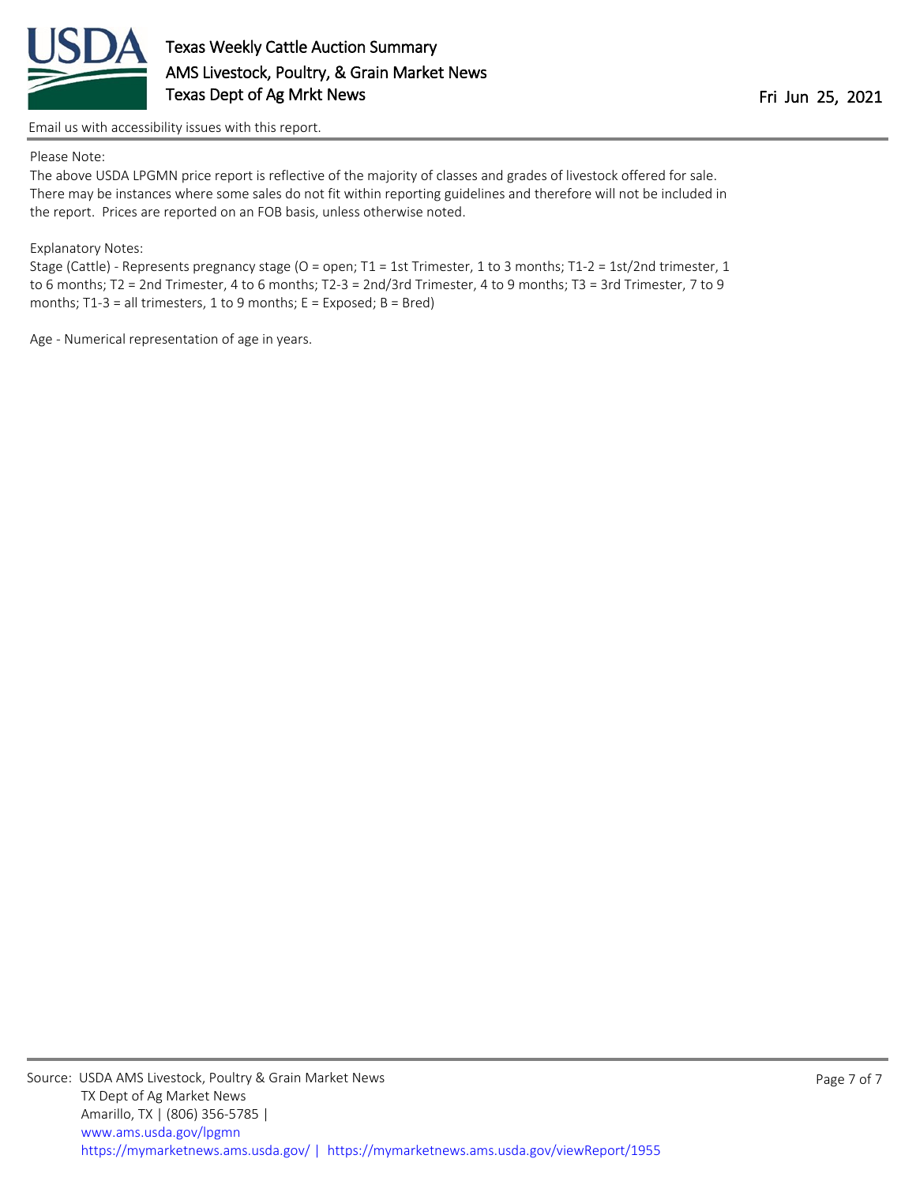Please Note:

The above USDA LPGMN price report is reflective of the majority of classes and grades of livestock offered for sale. There may be instances where some sales do not fit within reporting guidelines and therefore will not be included in the report. Prices are reported on an FOB basis, unless otherwise noted.

Explanatory Notes:

Stage (Cattle) - Represents pregnancy stage (O = open; T1 = 1st Trimester, 1 to 3 months; T1-2 = 1st/2nd trimester, 1 to 6 months; T2 = 2nd Trimester, 4 to 6 months; T2-3 = 2nd/3rd Trimester, 4 to 9 months; T3 = 3rd Trimester, 7 to 9 months; T1-3 = all trimesters, 1 to 9 months; E = Exposed; B = Bred)

Age - Numerical representation of age in years.

Source: USDA AMS Livestock, Poultry & Grain Market News
TX Dept of Ag Market News
Amarillo, TX | (806) 356-5785 |
www.ams.usda.gov/lpgmn
https://mymarketnews.ams.usda.gov/ | https://mymarketnews.ams.usda.gov/viewReport/1955